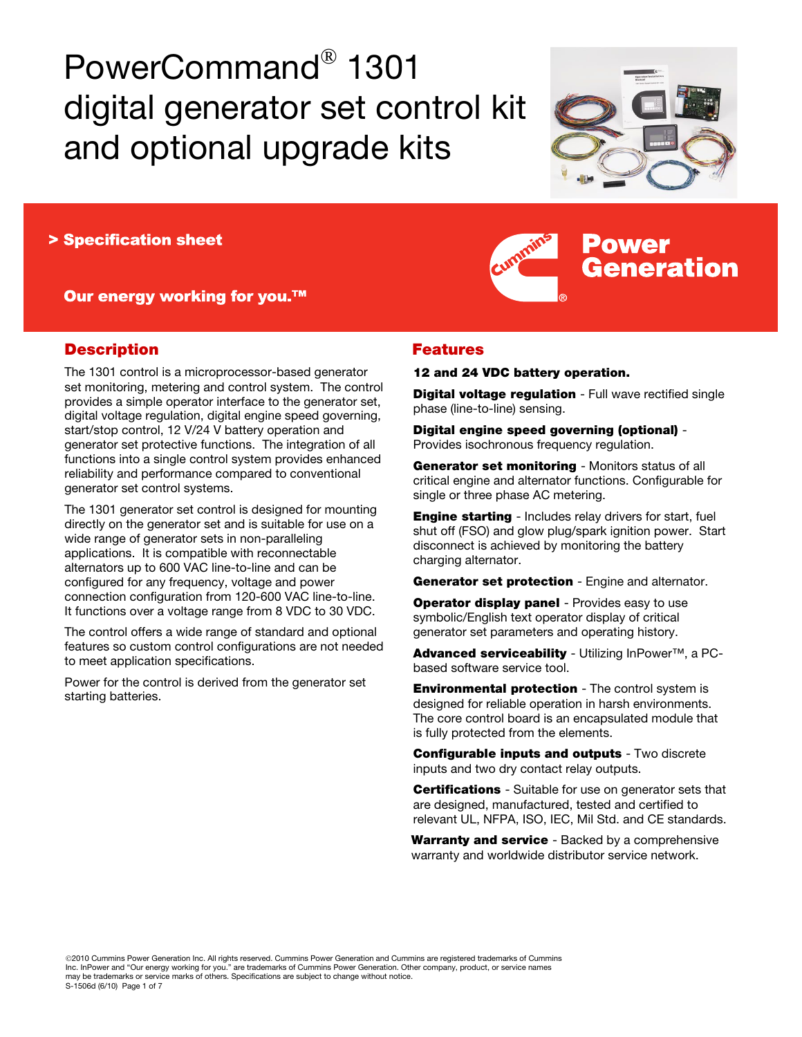# PowerCommand® 1301 digital generator set control kit and optional upgrade kits

> **Specification sheet**

**Our energy working for you.™**

Cummins® **Power Generation**

## Description

The 1301 control is a microprocessor-based generator set monitoring, metering and control system. The control provides a simple operator interface to the generator set, digital voltage regulation, digital engine speed governing, start/stop control, 12 V/24 V battery operation and generator set protective functions. The integration of all functions into a single control system provides enhanced reliability and performance compared to conventional generator set control systems.

The 1301 generator set control is designed for mounting directly on the generator set and is suitable for use on a wide range of generator sets in non-paralleling applications. It is compatible with reconnectable alternators up to 600 VAC line-to-line and can be configured for any frequency, voltage and power connection configuration from 120-600 VAC line-to-line. It functions over a voltage range from 8 VDC to 30 VDC.

The control offers a wide range of standard and optional features so custom control configurations are not needed to meet application specifications.

Power for the control is derived from the generator set starting batteries.

## Features

**12 and 24 VDC battery operation.**

**Digital voltage regulation** - Full wave rectified single phase (line-to-line) sensing.

**Digital engine speed governing (optional)** - Provides isochronous frequency regulation.

**Generator set monitoring** - Monitors status of all critical engine and alternator functions. Configurable for single or three phase AC metering.

**Engine starting** - Includes relay drivers for start, fuel shut off (FSO) and glow plug/spark ignition power. Start disconnect is achieved by monitoring the battery charging alternator.

**Generator set protection** - Engine and alternator.

**Operator display panel** - Provides easy to use symbolic/English text operator display of critical generator set parameters and operating history.

**Advanced serviceability** - Utilizing InPower™, a PC-based software service tool.

**Environmental protection** - The control system is designed for reliable operation in harsh environments. The core control board is an encapsulated module that is fully protected from the elements.

**Configurable inputs and outputs** - Two discrete inputs and two dry contact relay outputs.

**Certifications** - Suitable for use on generator sets that are designed, manufactured, tested and certified to relevant UL, NFPA, ISO, IEC, Mil Std. and CE standards.

**Warranty and service** - Backed by a comprehensive warranty and worldwide distributor service network.

©2010 Cummins Power Generation Inc. All rights reserved. Cummins Power Generation and Cummins are registered trademarks of Cummins Inc. InPower and "Our energy working for you." are trademarks of Cummins Power Generation. Other company, product, or service names may be trademarks or service marks of others. Specifications are subject to change without notice.
S-1506d (6/10)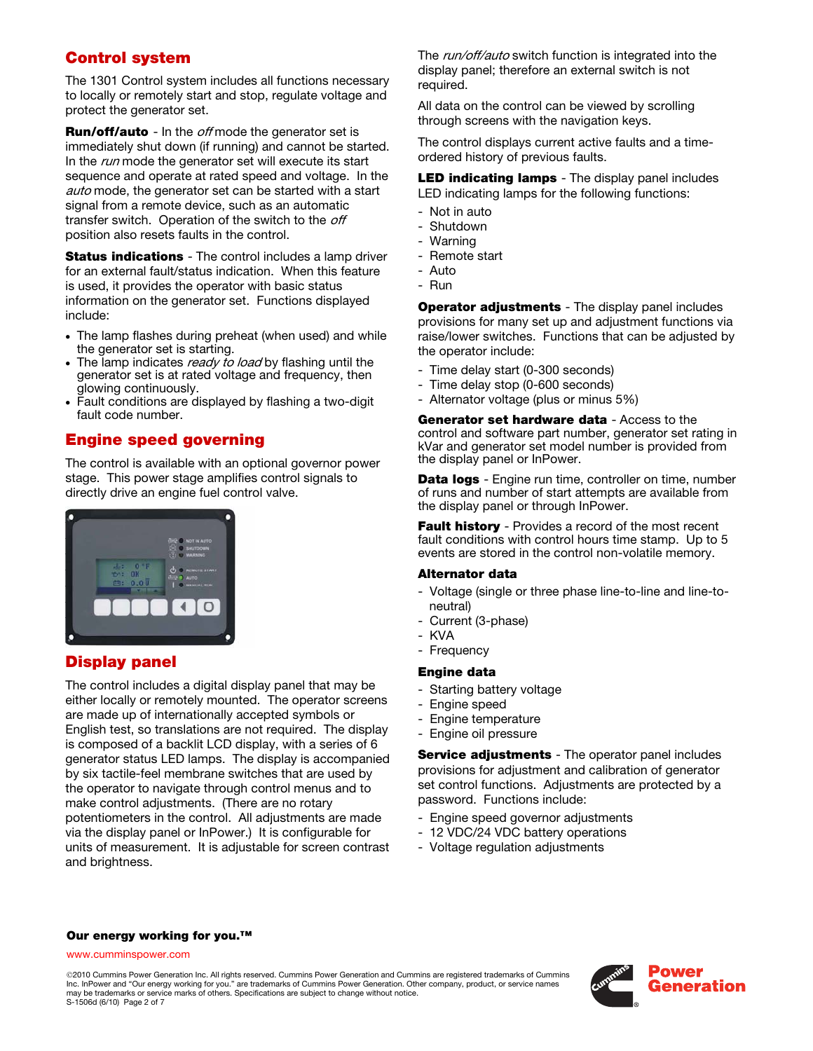## Control system

The 1301 Control system includes all functions necessary to locally or remotely start and stop, regulate voltage and protect the generator set.

**Run/off/auto** - In the *off* mode the generator set is immediately shut down (if running) and cannot be started. In the *run* mode the generator set will execute its start sequence and operate at rated speed and voltage. In the *auto* mode, the generator set can be started with a start signal from a remote device, such as an automatic transfer switch. Operation of the switch to the *off* position also resets faults in the control.

**Status indications** - The control includes a lamp driver for an external fault/status indication. When this feature is used, it provides the operator with basic status information on the generator set. Functions displayed include:

- The lamp flashes during preheat (when used) and while the generator set is starting.
- The lamp indicates *ready to load* by flashing until the generator set is at rated voltage and frequency, then glowing continuously.
- Fault conditions are displayed by flashing a two-digit fault code number.

## Engine speed governing

The control is available with an optional governor power stage. This power stage amplifies control signals to directly drive an engine fuel control valve.

## Display panel

The control includes a digital display panel that may be either locally or remotely mounted. The operator screens are made up of internationally accepted symbols or English test, so translations are not required. The display is composed of a backlit LCD display, with a series of 6 generator status LED lamps. The display is accompanied by six tactile-feel membrane switches that are used by the operator to navigate through control menus and to make control adjustments. (There are no rotary potentiometers in the control. All adjustments are made via the display panel or InPower.) It is configurable for units of measurement. It is adjustable for screen contrast and brightness.

The *run/off/auto* switch function is integrated into the display panel; therefore an external switch is not required.

All data on the control can be viewed by scrolling through screens with the navigation keys.

The control displays current active faults and a time-ordered history of previous faults.

**LED indicating lamps** - The display panel includes LED indicating lamps for the following functions:

- Not in auto
- Shutdown
- Warning
- Remote start
- Auto
- Run

**Operator adjustments** - The display panel includes provisions for many set up and adjustment functions via raise/lower switches. Functions that can be adjusted by the operator include:

- Time delay start (0-300 seconds)
- Time delay stop (0-600 seconds)
- Alternator voltage (plus or minus 5%)

**Generator set hardware data** - Access to the control and software part number, generator set rating in kVar and generator set model number is provided from the display panel or InPower.

**Data logs** - Engine run time, controller on time, number of runs and number of start attempts are available from the display panel or through InPower.

**Fault history** - Provides a record of the most recent fault conditions with control hours time stamp. Up to 5 events are stored in the control non-volatile memory.

**Alternator data**

- Voltage (single or three phase line-to-line and line-to-neutral)
- Current (3-phase)
- KVA
- Frequency

**Engine data**

- Starting battery voltage
- Engine speed
- Engine temperature
- Engine oil pressure

**Service adjustments** - The operator panel includes provisions for adjustment and calibration of generator set control functions. Adjustments are protected by a password. Functions include:

- Engine speed governor adjustments
- 12 VDC/24 VDC battery operations
- Voltage regulation adjustments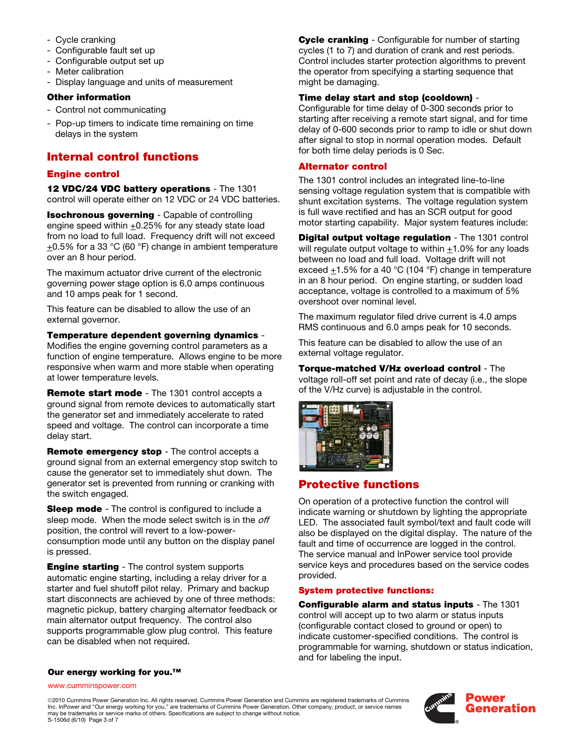- Cycle cranking
- Configurable fault set up
- Configurable output set up
- Meter calibration
- Display language and units of measurement

**Other information**

- Control not communicating
- Pop-up timers to indicate time remaining on time delays in the system

## Internal control functions

### Engine control

**12 VDC/24 VDC battery operations** - The 1301 control will operate either on 12 VDC or 24 VDC batteries.

**Isochronous governing** - Capable of controlling engine speed within ±0.25% for any steady state load from no load to full load. Frequency drift will not exceed ±0.5% for a 33 °C (60 °F) change in ambient temperature over an 8 hour period.

The maximum actuator drive current of the electronic governing power stage option is 6.0 amps continuous and 10 amps peak for 1 second.

This feature can be disabled to allow the use of an external governor.

**Temperature dependent governing dynamics** - Modifies the engine governing control parameters as a function of engine temperature. Allows engine to be more responsive when warm and more stable when operating at lower temperature levels.

**Remote start mode** - The 1301 control accepts a ground signal from remote devices to automatically start the generator set and immediately accelerate to rated speed and voltage. The control can incorporate a time delay start.

**Remote emergency stop** - The control accepts a ground signal from an external emergency stop switch to cause the generator set to immediately shut down. The generator set is prevented from running or cranking with the switch engaged.

**Sleep mode** - The control is configured to include a sleep mode. When the mode select switch is in the *off* position, the control will revert to a low-power-consumption mode until any button on the display panel is pressed.

**Engine starting** - The control system supports automatic engine starting, including a relay driver for a starter and fuel shutoff pilot relay. Primary and backup start disconnects are achieved by one of three methods: magnetic pickup, battery charging alternator feedback or main alternator output frequency. The control also supports programmable glow plug control. This feature can be disabled when not required.

**Cycle cranking** - Configurable for number of starting cycles (1 to 7) and duration of crank and rest periods. Control includes starter protection algorithms to prevent the operator from specifying a starting sequence that might be damaging.

**Time delay start and stop (cooldown)** - Configurable for time delay of 0-300 seconds prior to starting after receiving a remote start signal, and for time delay of 0-600 seconds prior to ramp to idle or shut down after signal to stop in normal operation modes. Default for both time delay periods is 0 Sec.

### Alternator control

The 1301 control includes an integrated line-to-line sensing voltage regulation system that is compatible with shunt excitation systems. The voltage regulation system is full wave rectified and has an SCR output for good motor starting capability. Major system features include:

**Digital output voltage regulation** - The 1301 control will regulate output voltage to within ±1.0% for any loads between no load and full load. Voltage drift will not exceed ±1.5% for a 40 °C (104 °F) change in temperature in an 8 hour period. On engine starting, or sudden load acceptance, voltage is controlled to a maximum of 5% overshoot over nominal level.

The maximum regulator filed drive current is 4.0 amps RMS continuous and 6.0 amps peak for 10 seconds.

This feature can be disabled to allow the use of an external voltage regulator.

**Torque-matched V/Hz overload control** - The voltage roll-off set point and rate of decay (i.e., the slope of the V/Hz curve) is adjustable in the control.

## Protective functions

On operation of a protective function the control will indicate warning or shutdown by lighting the appropriate LED. The associated fault symbol/text and fault code will also be displayed on the digital display. The nature of the fault and time of occurrence are logged in the control. The service manual and InPower service tool provide service keys and procedures based on the service codes provided.

### System protective functions:

**Configurable alarm and status inputs** - The 1301 control will accept up to two alarm or status inputs (configurable contact closed to ground or open) to indicate customer-specified conditions. The control is programmable for warning, shutdown or status indication, and for labeling the input.

**Our energy working for you.™**

www.cumminspower.com

©2010 Cummins Power Generation Inc. All rights reserved. Cummins Power Generation and Cummins are registered trademarks of Cummins Inc. InPower and "Our energy working for you." are trademarks of Cummins Power Generation. Other company, product, or service names may be trademarks or service marks of others. Specifications are subject to change without notice.
S-1506d (6/10)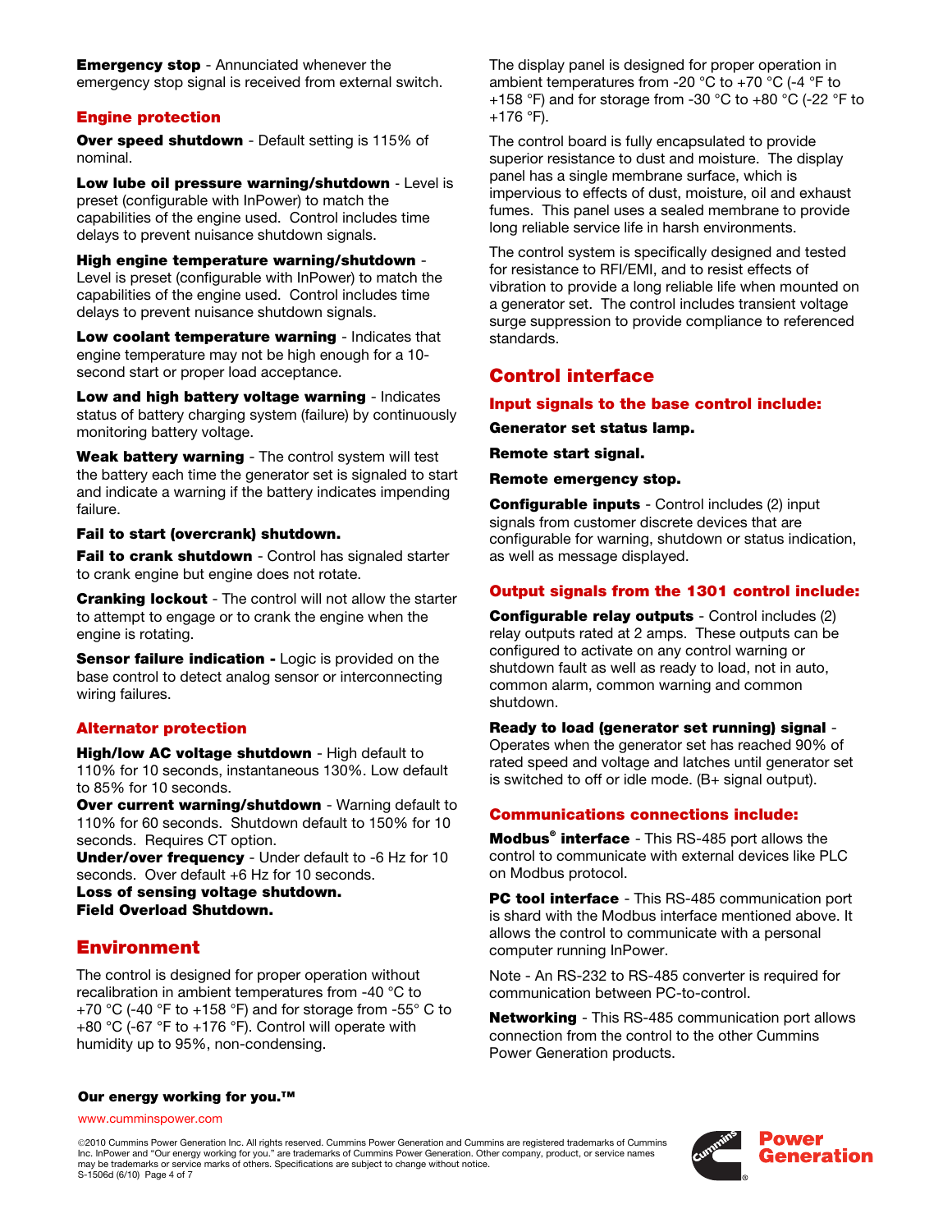**Emergency stop** - Annunciated whenever the emergency stop signal is received from external switch.

### Engine protection

**Over speed shutdown** - Default setting is 115% of nominal.

**Low lube oil pressure warning/shutdown** - Level is preset (configurable with InPower) to match the capabilities of the engine used. Control includes time delays to prevent nuisance shutdown signals.

**High engine temperature warning/shutdown** - Level is preset (configurable with InPower) to match the capabilities of the engine used. Control includes time delays to prevent nuisance shutdown signals.

**Low coolant temperature warning** - Indicates that engine temperature may not be high enough for a 10-second start or proper load acceptance.

**Low and high battery voltage warning** - Indicates status of battery charging system (failure) by continuously monitoring battery voltage.

**Weak battery warning** - The control system will test the battery each time the generator set is signaled to start and indicate a warning if the battery indicates impending failure.

**Fail to start (overcrank) shutdown.**

**Fail to crank shutdown** - Control has signaled starter to crank engine but engine does not rotate.

**Cranking lockout** - The control will not allow the starter to attempt to engage or to crank the engine when the engine is rotating.

**Sensor failure indication -** Logic is provided on the base control to detect analog sensor or interconnecting wiring failures.

### Alternator protection

**High/low AC voltage shutdown** - High default to 110% for 10 seconds, instantaneous 130%. Low default to 85% for 10 seconds.

**Over current warning/shutdown** - Warning default to 110% for 60 seconds. Shutdown default to 150% for 10 seconds. Requires CT option.

**Under/over frequency** - Under default to -6 Hz for 10 seconds. Over default +6 Hz for 10 seconds.

**Loss of sensing voltage shutdown.**

**Field Overload Shutdown.**

## Environment

The control is designed for proper operation without recalibration in ambient temperatures from -40 °C to +70 °C (-40 °F to +158 °F) and for storage from -55° C to +80 °C (-67 °F to +176 °F). Control will operate with humidity up to 95%, non-condensing.

The display panel is designed for proper operation in ambient temperatures from -20 °C to +70 °C (-4 °F to +158 °F) and for storage from -30 °C to +80 °C (-22 °F to +176 °F).

The control board is fully encapsulated to provide superior resistance to dust and moisture. The display panel has a single membrane surface, which is impervious to effects of dust, moisture, oil and exhaust fumes. This panel uses a sealed membrane to provide long reliable service life in harsh environments.

The control system is specifically designed and tested for resistance to RFI/EMI, and to resist effects of vibration to provide a long reliable life when mounted on a generator set. The control includes transient voltage surge suppression to provide compliance to referenced standards.

## Control interface

### Input signals to the base control include:

**Generator set status lamp.**

**Remote start signal.**

**Remote emergency stop.**

**Configurable inputs** - Control includes (2) input signals from customer discrete devices that are configurable for warning, shutdown or status indication, as well as message displayed.

### Output signals from the 1301 control include:

**Configurable relay outputs** - Control includes (2) relay outputs rated at 2 amps. These outputs can be configured to activate on any control warning or shutdown fault as well as ready to load, not in auto, common alarm, common warning and common shutdown.

**Ready to load (generator set running) signal** - Operates when the generator set has reached 90% of rated speed and voltage and latches until generator set is switched to off or idle mode. (B+ signal output).

### Communications connections include:

**Modbus® interface** - This RS-485 port allows the control to communicate with external devices like PLC on Modbus protocol.

**PC tool interface** - This RS-485 communication port is shard with the Modbus interface mentioned above. It allows the control to communicate with a personal computer running InPower.

Note - An RS-232 to RS-485 converter is required for communication between PC-to-control.

**Networking** - This RS-485 communication port allows connection from the control to the other Cummins Power Generation products.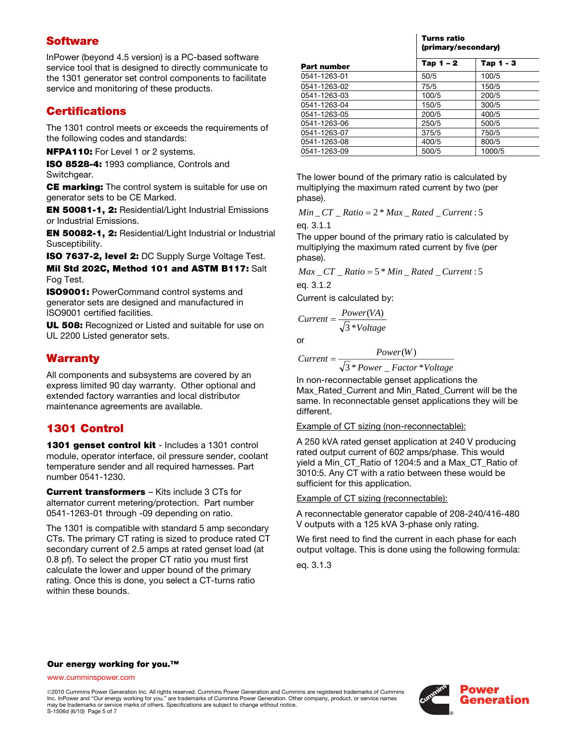## Software

InPower (beyond 4.5 version) is a PC-based software service tool that is designed to directly communicate to the 1301 generator set control components to facilitate service and monitoring of these products.

## Certifications

The 1301 control meets or exceeds the requirements of the following codes and standards:

**NFPA110:** For Level 1 or 2 systems.

**ISO 8528-4:** 1993 compliance, Controls and Switchgear.

**CE marking:** The control system is suitable for use on generator sets to be CE Marked.

**EN 50081-1, 2:** Residential/Light Industrial Emissions or Industrial Emissions.

**EN 50082-1, 2:** Residential/Light Industrial or Industrial Susceptibility.

**ISO 7637-2, level 2:** DC Supply Surge Voltage Test.

**Mil Std 202C, Method 101 and ASTM B117:** Salt Fog Test.

**ISO9001:** PowerCommand control systems and generator sets are designed and manufactured in ISO9001 certified facilities.

**UL 508:** Recognized or Listed and suitable for use on UL 2200 Listed generator sets.

## Warranty

All components and subsystems are covered by an express limited 90 day warranty. Other optional and extended factory warranties and local distributor maintenance agreements are available.

## 1301 Control

**1301 genset control kit** - Includes a 1301 control module, operator interface, oil pressure sender, coolant temperature sender and all required harnesses. Part number 0541-1230.

**Current transformers** – Kits include 3 CTs for alternator current metering/protection. Part number 0541-1263-01 through -09 depending on ratio.

The 1301 is compatible with standard 5 amp secondary CTs. The primary CT rating is sized to produce rated CT secondary current of 2.5 amps at rated genset load (at 0.8 pf). To select the proper CT ratio you must first calculate the lower and upper bound of the primary rating. Once this is done, you select a CT-turns ratio within these bounds.

| | Turns ratio (primary/secondary) | |
|---|---|---|
| **Part number** | **Tap 1 – 2** | **Tap 1 - 3** |
| 0541-1263-01 | 50/5 | 100/5 |
| 0541-1263-02 | 75/5 | 150/5 |
| 0541-1263-03 | 100/5 | 200/5 |
| 0541-1263-04 | 150/5 | 300/5 |
| 0541-1263-05 | 200/5 | 400/5 |
| 0541-1263-06 | 250/5 | 500/5 |
| 0541-1263-07 | 375/5 | 750/5 |
| 0541-1263-08 | 400/5 | 800/5 |
| 0541-1263-09 | 500/5 | 1000/5 |

The lower bound of the primary ratio is calculated by multiplying the maximum rated current by two (per phase).

$$Min\_CT\_Ratio = 2 * Max\_Rated\_Current : 5$$

eq. 3.1.1

The upper bound of the primary ratio is calculated by multiplying the maximum rated current by five (per phase).

$$Max\_CT\_Ratio = 5 * Min\_Rated\_Current : 5$$

eq. 3.1.2

Current is calculated by:

$$Current = \frac{Power(VA)}{\sqrt{3} * Voltage}$$

or

$$Current = \frac{Power(W)}{\sqrt{3} * Power\_Factor * Voltage}$$

In non-reconnectable genset applications the Max_Rated_Current and Min_Rated_Current will be the same. In reconnectable genset applications they will be different.

Example of CT sizing (non-reconnectable):

A 250 kVA rated genset application at 240 V producing rated output current of 602 amps/phase. This would yield a Min_CT_Ratio of 1204:5 and a Max_CT_Ratio of 3010:5. Any CT with a ratio between these would be sufficient for this application.

Example of CT sizing (reconnectable):

A reconnectable generator capable of 208-240/416-480 V outputs with a 125 kVA 3-phase only rating.

We first need to find the current in each phase for each output voltage. This is done using the following formula:

eq. 3.1.3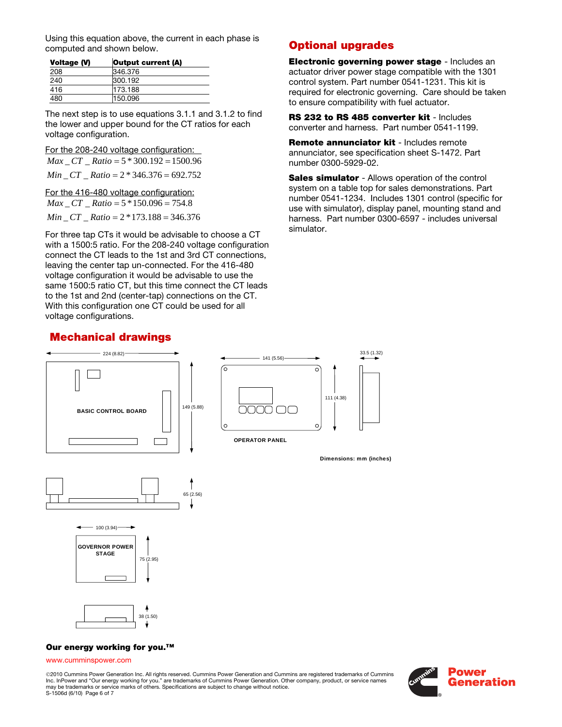Using this equation above, the current in each phase is computed and shown below.

| Voltage (V) | Output current (A) |
|---|---|
| 208 | 346.376 |
| 240 | 300.192 |
| 416 | 173.188 |
| 480 | 150.096 |

The next step is to use equations 3.1.1 and 3.1.2 to find the lower and upper bound for the CT ratios for each voltage configuration.

For the 208-240 voltage configuration:

$$Max\_CT\_Ratio = 5 * 300.192 = 1500.96$$

$$Min\_CT\_Ratio = 2 * 346.376 = 692.752$$

For the 416-480 voltage configuration:

$$Max\_CT\_Ratio = 5 * 150.096 = 754.8$$

$$Min\_CT\_Ratio = 2 * 173.188 = 346.376$$

For three tap CTs it would be advisable to choose a CT with a 1500:5 ratio. For the 208-240 voltage configuration connect the CT leads to the 1st and 3rd CT connections, leaving the center tap un-connected. For the 416-480 voltage configuration it would be advisable to use the same 1500:5 ratio CT, but this time connect the CT leads to the 1st and 2nd (center-tap) connections on the CT. With this configuration one CT could be used for all voltage configurations.

## Optional upgrades

**Electronic governing power stage** - Includes an actuator driver power stage compatible with the 1301 control system. Part number 0541-1231. This kit is required for electronic governing. Care should be taken to ensure compatibility with fuel actuator.

**RS 232 to RS 485 converter kit** - Includes converter and harness. Part number 0541-1199.

**Remote annunciator kit** - Includes remote annunciator, see specification sheet S-1472. Part number 0300-5929-02.

**Sales simulator** - Allows operation of the control system on a table top for sales demonstrations. Part number 0541-1234. Includes 1301 control (specific for use with simulator), display panel, mounting stand and harness. Part number 0300-6597 - includes universal simulator.

## Mechanical drawings

224 (8.82)

149 (5.88)

BASIC CONTROL BOARD

65 (2.56)

141 (5.56)

111 (4.38)

33.5 (1.32)

OPERATOR PANEL

Dimensions: mm (inches)

100 (3.94)

GOVERNOR POWER STAGE

75 (2.95)

38 (1.50)

**Our energy working for you.™**

www.cumminspower.com

©2010 Cummins Power Generation Inc. All rights reserved. Cummins Power Generation and Cummins are registered trademarks of Cummins Inc. InPower and "Our energy working for you." are trademarks of Cummins Power Generation. Other company, product, or service names may be trademarks or service marks of others. Specifications are subject to change without notice.

S-1506d (6/10)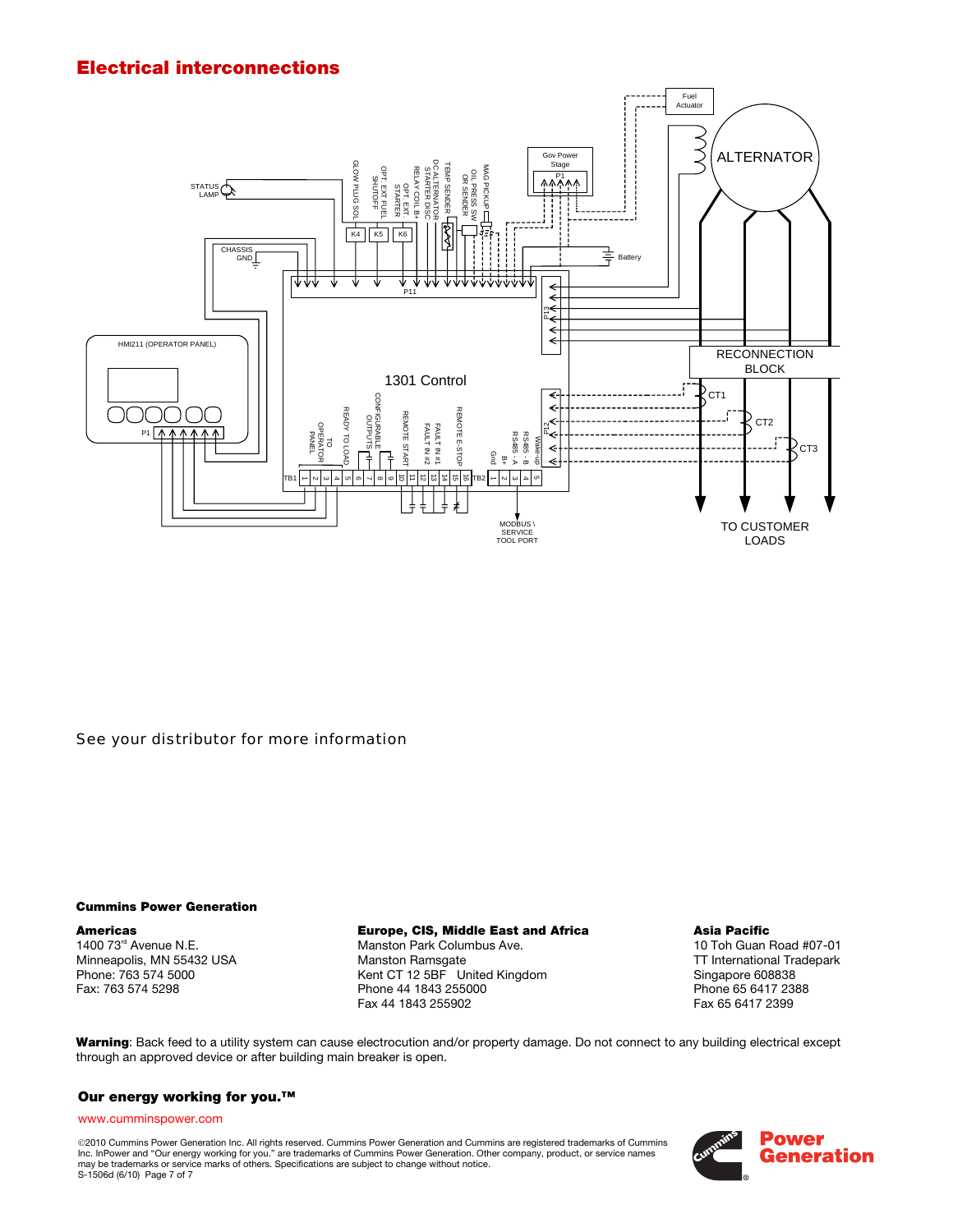## Electrical interconnections

Fuel Actuator

ALTERNATOR

Gov Power Stage

P1

STATUS LAMP

GLOW PLUG SOL

OPT. EXT FUEL SHUTOFF

OPT. EXT STARTER

RELAY COIL B+

DC ALTERNATOR STARTER DISC

TEMP SENDER

OIL PRESS SW OR SENDER

MAG PICKUP

K4

K5

K6

CHASSIS GND

Battery

P11

P13

HMI211 (OPERATOR PANEL)

P1

1301 Control

RECONNECTION BLOCK

CT1

CT2

CT3

TO OPERATOR PANEL

READY TO LOAD

CONFIGURABLE OUTPUTS

REMOTE START

FAULT IN #1

FAULT IN #2

REMOTE E-STOP

Gnd

B+

RS485 - A

RS485 - B

Wake-up

P12

TB1 1 2 3 4 5 6 7 8 9 10 11 12 13 14 15 16

TB2 1 2 3 4 5

MODBUS \ SERVICE TOOL PORT

TO CUSTOMER LOADS

See your distributor for more information

**Cummins Power Generation**

**Americas**
1400 73rd Avenue N.E.
Minneapolis, MN 55432 USA
Phone: 763 574 5000
Fax: 763 574 5298

**Europe, CIS, Middle East and Africa**
Manston Park Columbus Ave.
Manston Ramsgate
Kent CT 12 5BF United Kingdom
Phone 44 1843 255000
Fax 44 1843 255902

**Asia Pacific**
10 Toh Guan Road #07-01
TT International Tradepark
Singapore 608838
Phone 65 6417 2388
Fax 65 6417 2399

**Warning**: Back feed to a utility system can cause electrocution and/or property damage. Do not connect to any building electrical except through an approved device or after building main breaker is open.

**Our energy working for you.™**

www.cumminspower.com

©2010 Cummins Power Generation Inc. All rights reserved. Cummins Power Generation and Cummins are registered trademarks of Cummins Inc. InPower and "Our energy working for you." are trademarks of Cummins Power Generation. Other company, product, or service names may be trademarks or service marks of others. Specifications are subject to change without notice.
S-1506d (6/10)

Cummins Power Generation